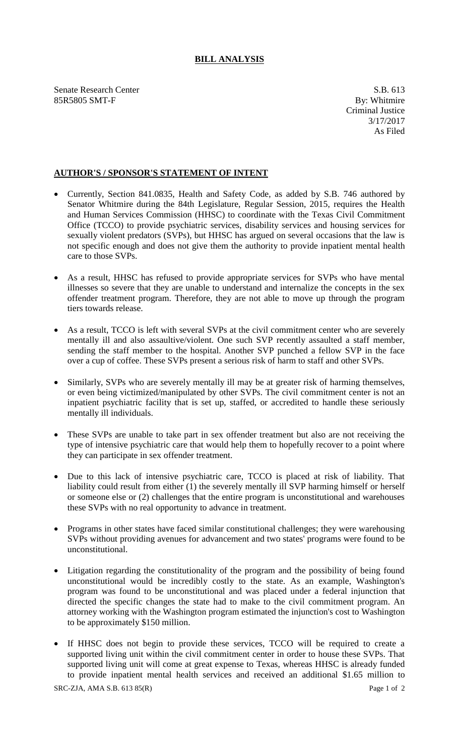# BILL ANALYSIS

Senate Research Center
85R5805 SMT-F

S.B. 613
By: Whitmire
Criminal Justice
3/17/2017
As Filed

## AUTHOR'S / SPONSOR'S STATEMENT OF INTENT

- Currently, Section 841.0835, Health and Safety Code, as added by S.B. 746 authored by Senator Whitmire during the 84th Legislature, Regular Session, 2015, requires the Health and Human Services Commission (HHSC) to coordinate with the Texas Civil Commitment Office (TCCO) to provide psychiatric services, disability services and housing services for sexually violent predators (SVPs), but HHSC has argued on several occasions that the law is not specific enough and does not give them the authority to provide inpatient mental health care to those SVPs.

- As a result, HHSC has refused to provide appropriate services for SVPs who have mental illnesses so severe that they are unable to understand and internalize the concepts in the sex offender treatment program. Therefore, they are not able to move up through the program tiers towards release.

- As a result, TCCO is left with several SVPs at the civil commitment center who are severely mentally ill and also assaultive/violent. One such SVP recently assaulted a staff member, sending the staff member to the hospital. Another SVP punched a fellow SVP in the face over a cup of coffee. These SVPs present a serious risk of harm to staff and other SVPs.

- Similarly, SVPs who are severely mentally ill may be at greater risk of harming themselves, or even being victimized/manipulated by other SVPs. The civil commitment center is not an inpatient psychiatric facility that is set up, staffed, or accredited to handle these seriously mentally ill individuals.

- These SVPs are unable to take part in sex offender treatment but also are not receiving the type of intensive psychiatric care that would help them to hopefully recover to a point where they can participate in sex offender treatment.

- Due to this lack of intensive psychiatric care, TCCO is placed at risk of liability. That liability could result from either (1) the severely mentally ill SVP harming himself or herself or someone else or (2) challenges that the entire program is unconstitutional and warehouses these SVPs with no real opportunity to advance in treatment.

- Programs in other states have faced similar constitutional challenges; they were warehousing SVPs without providing avenues for advancement and two states' programs were found to be unconstitutional.

- Litigation regarding the constitutionality of the program and the possibility of being found unconstitutional would be incredibly costly to the state. As an example, Washington's program was found to be unconstitutional and was placed under a federal injunction that directed the specific changes the state had to make to the civil commitment program. An attorney working with the Washington program estimated the injunction's cost to Washington to be approximately $150 million.

- If HHSC does not begin to provide these services, TCCO will be required to create a supported living unit within the civil commitment center in order to house these SVPs. That supported living unit will come at great expense to Texas, whereas HHSC is already funded to provide inpatient mental health services and received an additional $1.65 million to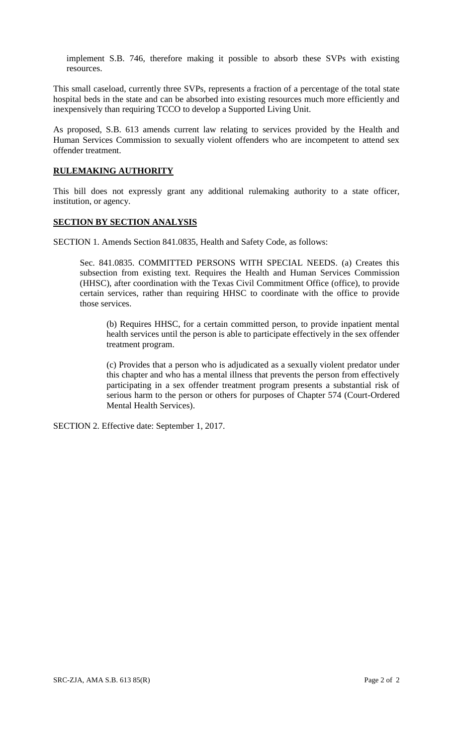implement S.B. 746, therefore making it possible to absorb these SVPs with existing resources.

This small caseload, currently three SVPs, represents a fraction of a percentage of the total state hospital beds in the state and can be absorbed into existing resources much more efficiently and inexpensively than requiring TCCO to develop a Supported Living Unit.

As proposed, S.B. 613 amends current law relating to services provided by the Health and Human Services Commission to sexually violent offenders who are incompetent to attend sex offender treatment.

## RULEMAKING AUTHORITY

This bill does not expressly grant any additional rulemaking authority to a state officer, institution, or agency.

## SECTION BY SECTION ANALYSIS

SECTION 1. Amends Section 841.0835, Health and Safety Code, as follows:

Sec. 841.0835. COMMITTED PERSONS WITH SPECIAL NEEDS. (a) Creates this subsection from existing text. Requires the Health and Human Services Commission (HHSC), after coordination with the Texas Civil Commitment Office (office), to provide certain services, rather than requiring HHSC to coordinate with the office to provide those services.

(b) Requires HHSC, for a certain committed person, to provide inpatient mental health services until the person is able to participate effectively in the sex offender treatment program.

(c) Provides that a person who is adjudicated as a sexually violent predator under this chapter and who has a mental illness that prevents the person from effectively participating in a sex offender treatment program presents a substantial risk of serious harm to the person or others for purposes of Chapter 574 (Court-Ordered Mental Health Services).

SECTION 2. Effective date: September 1, 2017.